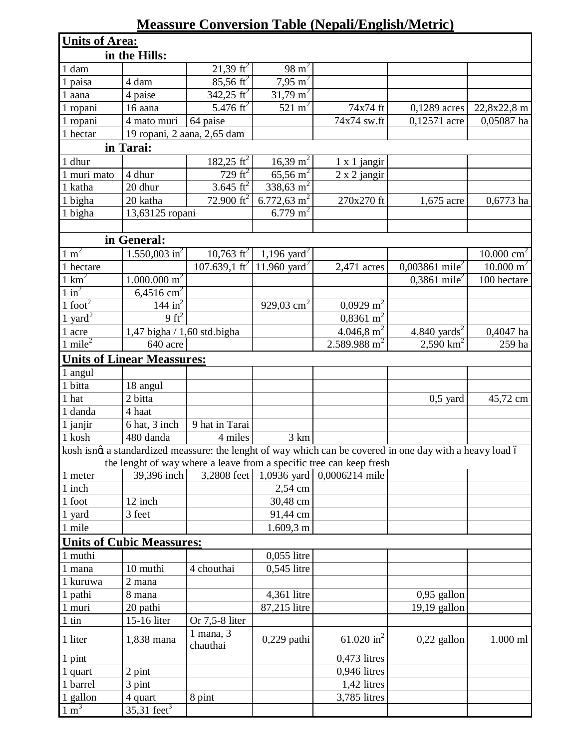# Meassure Conversion Table (Nepali/English/Metric)

| Units of Area: | | | | | | |
|---|---|---|---|---|---|---|
| **in the Hills:** | | | | | | |
| 1 dam | | 21,39 $ft^2$ | 98 $m^2$ | | | |
| 1 paisa | 4 dam | 85,56 $ft^2$ | 7,95 $m^2$ | | | |
| 1 aana | 4 paise | 342,25 $ft^2$ | 31,79 $m^2$ | | | |
| 1 ropani | 16 aana | 5.476 $ft^2$ | 521 $m^2$ | 74x74 ft | 0,1289 acres | 22,8x22,8 m |
| 1 ropani | 4 mato muri | 64 paise | | 74x74 sw.ft | 0,12571 acre | 0,05087 ha |
| 1 hectar | 19 ropani, 2 aana, 2,65 dam | | | | | |
| **in Tarai:** | | | | | | |
| 1 dhur | | 182,25 $ft^2$ | 16,39 $m^2$ | 1 x 1 jangir | | |
| 1 muri mato | 4 dhur | 729 $ft^2$ | 65,56 $m^2$ | 2 x 2 jangir | | |
| 1 katha | 20 dhur | 3.645 $ft^2$ | 338,63 $m^2$ | | | |
| 1 bigha | 20 katha | 72.900 $ft^2$ | 6.772,63 $m^2$ | 270x270 ft | 1,675 acre | 0,6773 ha |
| 1 bigha | 13,63125 ropani | | 6.779 $m^2$ | | | |
| | | | | | | |
| **in General:** | | | | | | |
| 1 $m^2$ | 1.550,003 $in^2$ | 10,763 $ft^2$ | 1,196 $yard^2$ | | | 10.000 $cm^2$ |
| 1 hectare | | 107.639,1 $ft^2$ | 11.960 $yard^2$ | 2,471 acres | 0,003861 $mile^2$ | 10.000 $m^2$ |
| 1 $km^2$ | 1.000.000 $m^2$ | | | | 0,3861 $mile^2$ | 100 hectare |
| 1 $in^2$ | 6,4516 $cm^2$ | | | | | |
| 1 $foot^2$ | 144 $in^2$ | | 929,03 $cm^2$ | 0,0929 $m^2$ | | |
| 1 $yard^2$ | 9 $ft^2$ | | | 0,8361 $m^2$ | | |
| 1 acre | 1,47 bigha / 1,60 std.bigha | | | 4.046,8 $m^2$ | 4.840 $yards^2$ | 0,4047 ha |
| 1 $mile^2$ | 640 acre | | | 2.589.988 $m^2$ | 2,590 $km^2$ | 259 ha |
| **Units of Linear Meassures:** | | | | | | |
| 1 angul | | | | | | |
| 1 bitta | 18 angul | | | | | |
| 1 hat | 2 bitta | | | | 0,5 yard | 45,72 cm |
| 1 danda | 4 haat | | | | | |
| 1 janjir | 6 hat, 3 inch | 9 hat in Tarai | | | | |
| 1 kosh | 480 danda | 4 miles | 3 km | | | |
| kosh isnőt a standardized meassure: the lenght of way which can be covered in one day with a heavy load ó the lenght of way where a leave from a specific tree can keep fresh | | | | | | |
| 1 meter | 39,396 inch | 3,2808 feet | 1,0936 yard | 0,0006214 mile | | |
| 1 inch | | | 2,54 cm | | | |
| 1 foot | 12 inch | | 30,48 cm | | | |
| 1 yard | 3 feet | | 91,44 cm | | | |
| 1 mile | | | 1.609,3 m | | | |
| **Units of Cubic Meassures:** | | | | | | |
| 1 muthi | | | 0,055 litre | | | |
| 1 mana | 10 muthi | 4 chouthai | 0,545 litre | | | |
| 1 kuruwa | 2 mana | | | | | |
| 1 pathi | 8 mana | | 4,361 litre | | 0,95 gallon | |
| 1 muri | 20 pathi | | 87,215 litre | | 19,19 gallon | |
| 1 tin | 15-16 liter | Or 7,5-8 liter | | | | |
| 1 liter | 1,838 mana | 1 mana, 3 chauthai | 0,229 pathi | 61.020 $in^2$ | 0,22 gallon | 1.000 ml |
| 1 pint | | | | 0,473 litres | | |
| 1 quart | 2 pint | | | 0,946 litres | | |
| 1 barrel | 3 pint | | | 1,42 litres | | |
| 1 gallon | 4 quart | 8 pint | | 3,785 litres | | |
| 1 $m^3$ | 35,31 $feet^3$ | | | | | |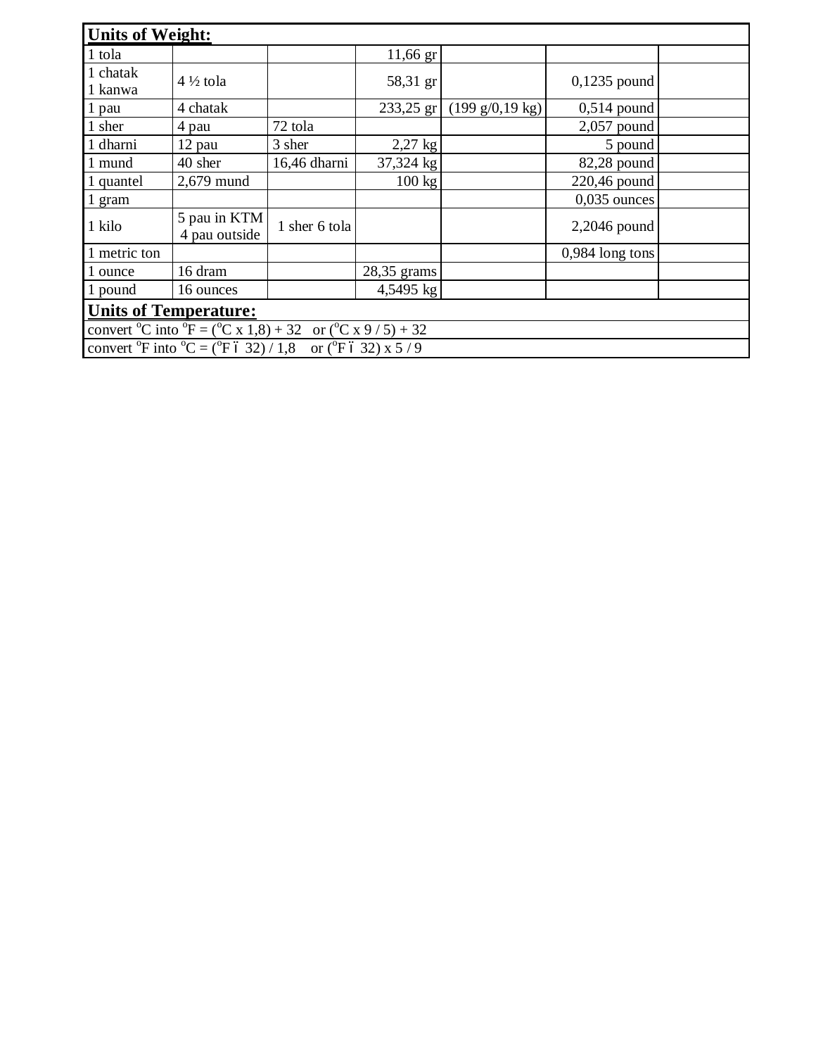| Units of Weight: | | | | | | |
|---|---|---|---|---|---|---|
| 1 tola | | | 11,66 gr | | | |
| 1 chatak<br>1 kanwa | 4 ½ tola | | 58,31 gr | | 0,1235 pound | |
| 1 pau | 4 chatak | | 233,25 gr | (199 g/0,19 kg) | 0,514 pound | |
| 1 sher | 4 pau | 72 tola | | | 2,057 pound | |
| 1 dharni | 12 pau | 3 sher | 2,27 kg | | 5 pound | |
| 1 mund | 40 sher | 16,46 dharni | 37,324 kg | | 82,28 pound | |
| 1 quantel | 2,679 mund | | 100 kg | | 220,46 pound | |
| 1 gram | | | | | 0,035 ounces | |
| 1 kilo | 5 pau in KTM<br>4 pau outside | 1 sher 6 tola | | | 2,2046 pound | |
| 1 metric ton | | | | | 0,984 long tons | |
| 1 ounce | 16 dram | | 28,35 grams | | | |
| 1 pound | 16 ounces | | 4,5495 kg | | | |

**Units of Temperature:**

convert $^oC$ into $^oF$ = ($^oC$ x 1,8) + 32 or ($^oC$ x 9 / 5) + 32

convert $^oF$ into $^oC$ = ($^oF$ ï 32) / 1,8 or ($^oF$ ï 32) x 5 / 9